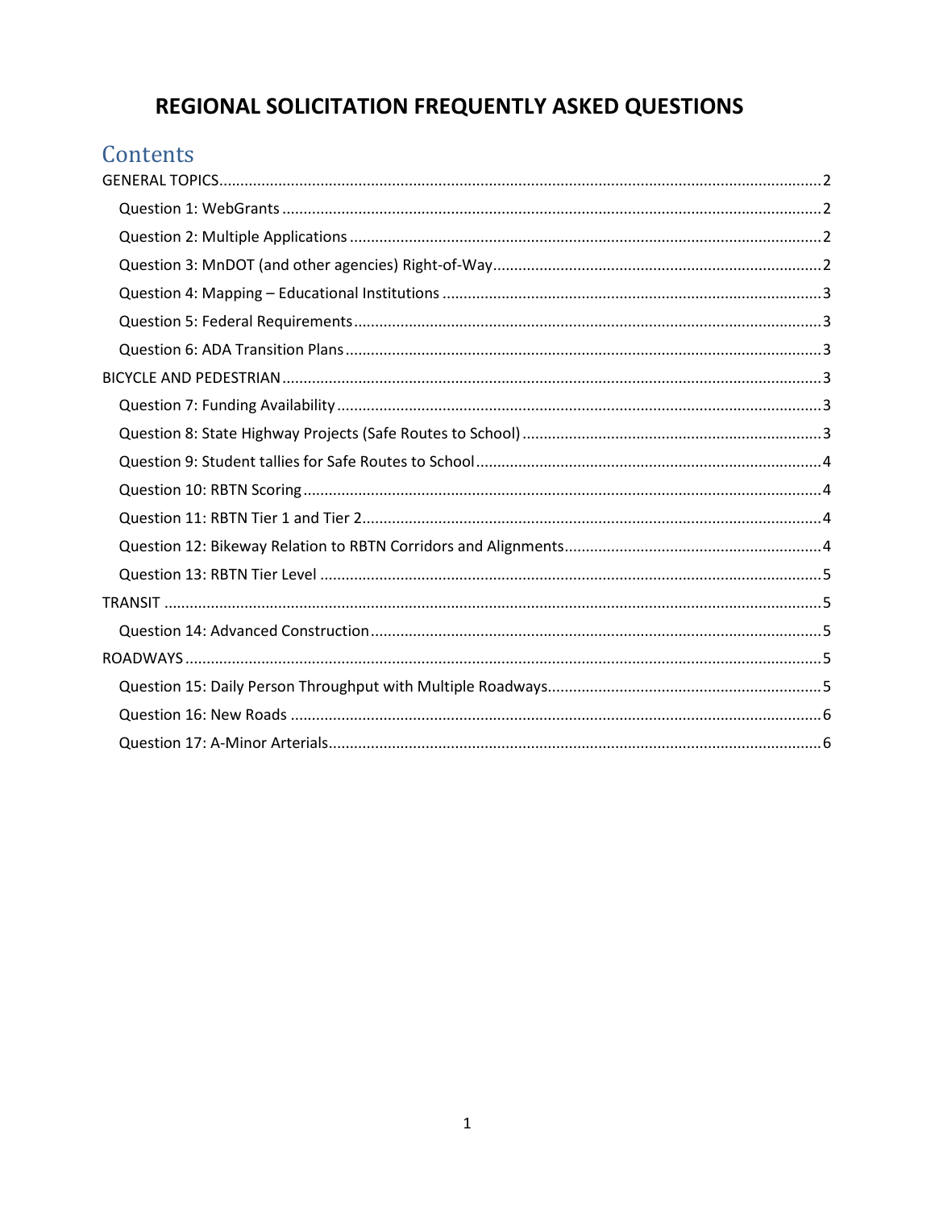# REGIONAL SOLICITATION FREQUENTLY ASKED QUESTIONS

## Contents

GENERAL TOPICS ............................................................ 2

- Question 1: WebGrants ............................................................ 2
- Question 2: Multiple Applications ............................................................ 2
- Question 3: MnDOT (and other agencies) Right-of-Way ............................................................ 2
- Question 4: Mapping – Educational Institutions ............................................................ 3
- Question 5: Federal Requirements ............................................................ 3
- Question 6: ADA Transition Plans ............................................................ 3

BICYCLE AND PEDESTRIAN ............................................................ 3

- Question 7: Funding Availability ............................................................ 3
- Question 8: State Highway Projects (Safe Routes to School) ............................................................ 3
- Question 9: Student tallies for Safe Routes to School ............................................................ 4
- Question 10: RBTN Scoring ............................................................ 4
- Question 11: RBTN Tier 1 and Tier 2 ............................................................ 4
- Question 12: Bikeway Relation to RBTN Corridors and Alignments ............................................................ 4
- Question 13: RBTN Tier Level ............................................................ 5

TRANSIT ............................................................ 5

- Question 14: Advanced Construction ............................................................ 5

ROADWAYS ............................................................ 5

- Question 15: Daily Person Throughput with Multiple Roadways ............................................................ 5
- Question 16: New Roads ............................................................ 6
- Question 17: A-Minor Arterials ............................................................ 6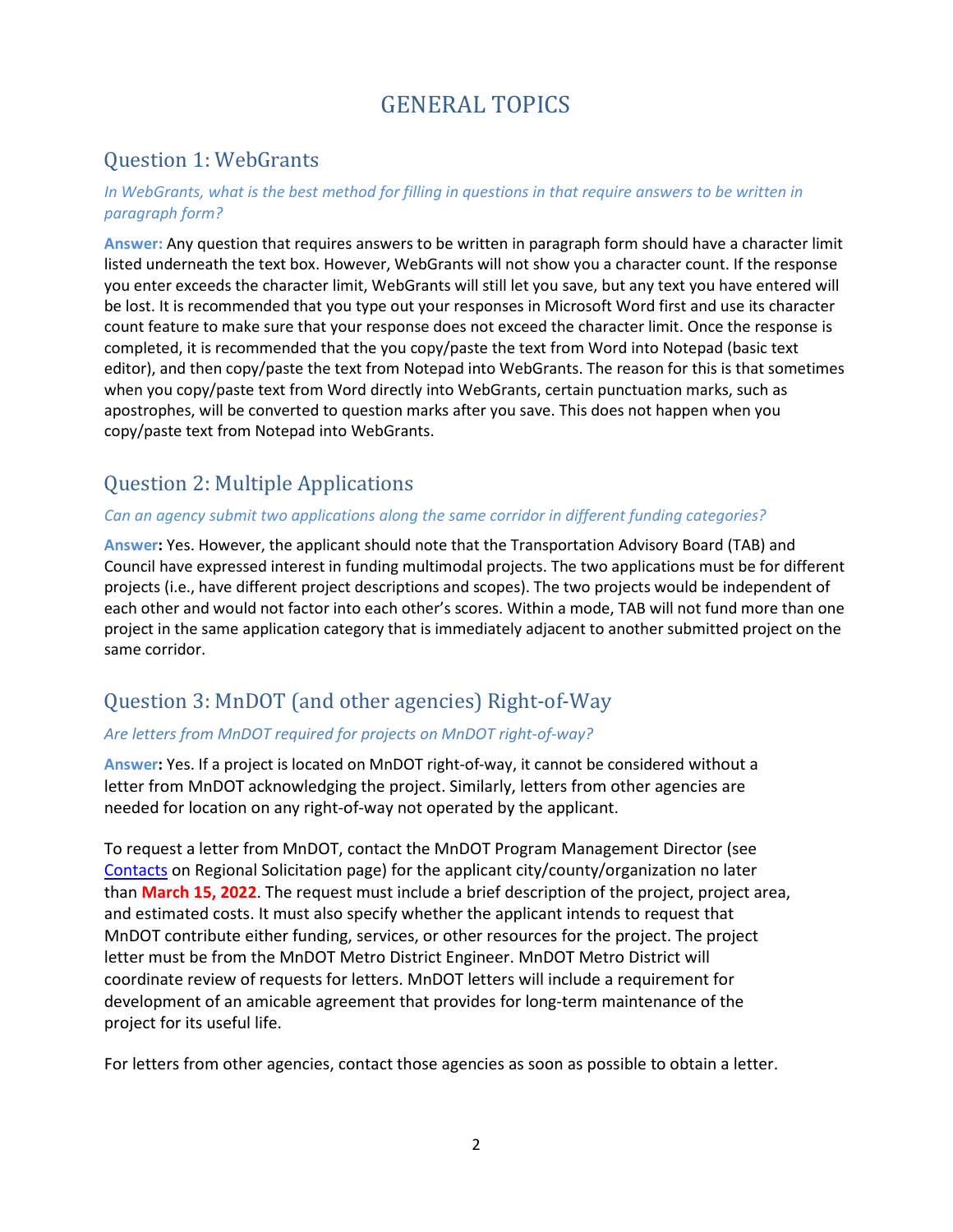# GENERAL TOPICS

## Question 1: WebGrants

*In WebGrants, what is the best method for filling in questions in that require answers to be written in paragraph form?*

**Answer:** Any question that requires answers to be written in paragraph form should have a character limit listed underneath the text box. However, WebGrants will not show you a character count. If the response you enter exceeds the character limit, WebGrants will still let you save, but any text you have entered will be lost. It is recommended that you type out your responses in Microsoft Word first and use its character count feature to make sure that your response does not exceed the character limit. Once the response is completed, it is recommended that the you copy/paste the text from Word into Notepad (basic text editor), and then copy/paste the text from Notepad into WebGrants. The reason for this is that sometimes when you copy/paste text from Word directly into WebGrants, certain punctuation marks, such as apostrophes, will be converted to question marks after you save. This does not happen when you copy/paste text from Notepad into WebGrants.

## Question 2: Multiple Applications

*Can an agency submit two applications along the same corridor in different funding categories?*

**Answer:** Yes. However, the applicant should note that the Transportation Advisory Board (TAB) and Council have expressed interest in funding multimodal projects. The two applications must be for different projects (i.e., have different project descriptions and scopes). The two projects would be independent of each other and would not factor into each other's scores. Within a mode, TAB will not fund more than one project in the same application category that is immediately adjacent to another submitted project on the same corridor.

## Question 3: MnDOT (and other agencies) Right-of-Way

*Are letters from MnDOT required for projects on MnDOT right-of-way?*

**Answer:** Yes. If a project is located on MnDOT right-of-way, it cannot be considered without a letter from MnDOT acknowledging the project. Similarly, letters from other agencies are needed for location on any right-of-way not operated by the applicant.

To request a letter from MnDOT, contact the MnDOT Program Management Director (see Contacts on Regional Solicitation page) for the applicant city/county/organization no later than **March 15, 2022**. The request must include a brief description of the project, project area, and estimated costs. It must also specify whether the applicant intends to request that MnDOT contribute either funding, services, or other resources for the project. The project letter must be from the MnDOT Metro District Engineer. MnDOT Metro District will coordinate review of requests for letters. MnDOT letters will include a requirement for development of an amicable agreement that provides for long-term maintenance of the project for its useful life.

For letters from other agencies, contact those agencies as soon as possible to obtain a letter.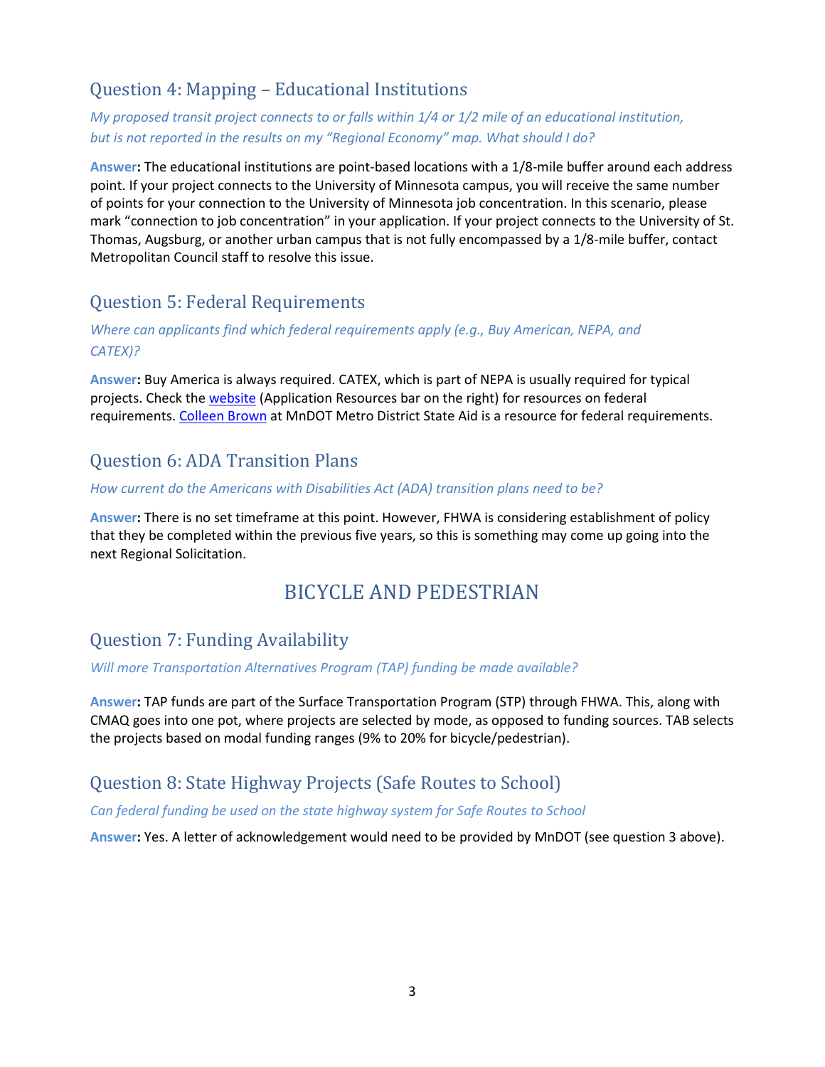## Question 4: Mapping – Educational Institutions

*My proposed transit project connects to or falls within 1/4 or 1/2 mile of an educational institution, but is not reported in the results on my "Regional Economy" map. What should I do?*

**Answer:** The educational institutions are point-based locations with a 1/8-mile buffer around each address point. If your project connects to the University of Minnesota campus, you will receive the same number of points for your connection to the University of Minnesota job concentration. In this scenario, please mark "connection to job concentration" in your application. If your project connects to the University of St. Thomas, Augsburg, or another urban campus that is not fully encompassed by a 1/8-mile buffer, contact Metropolitan Council staff to resolve this issue.

## Question 5: Federal Requirements

*Where can applicants find which federal requirements apply (e.g., Buy American, NEPA, and CATEX)?*

**Answer:** Buy America is always required. CATEX, which is part of NEPA is usually required for typical projects. Check the website (Application Resources bar on the right) for resources on federal requirements. Colleen Brown at MnDOT Metro District State Aid is a resource for federal requirements.

## Question 6: ADA Transition Plans

*How current do the Americans with Disabilities Act (ADA) transition plans need to be?*

**Answer:** There is no set timeframe at this point. However, FHWA is considering establishment of policy that they be completed within the previous five years, so this is something may come up going into the next Regional Solicitation.

# BICYCLE AND PEDESTRIAN

## Question 7: Funding Availability

*Will more Transportation Alternatives Program (TAP) funding be made available?*

**Answer:** TAP funds are part of the Surface Transportation Program (STP) through FHWA. This, along with CMAQ goes into one pot, where projects are selected by mode, as opposed to funding sources. TAB selects the projects based on modal funding ranges (9% to 20% for bicycle/pedestrian).

## Question 8: State Highway Projects (Safe Routes to School)

*Can federal funding be used on the state highway system for Safe Routes to School*

**Answer:** Yes. A letter of acknowledgement would need to be provided by MnDOT (see question 3 above).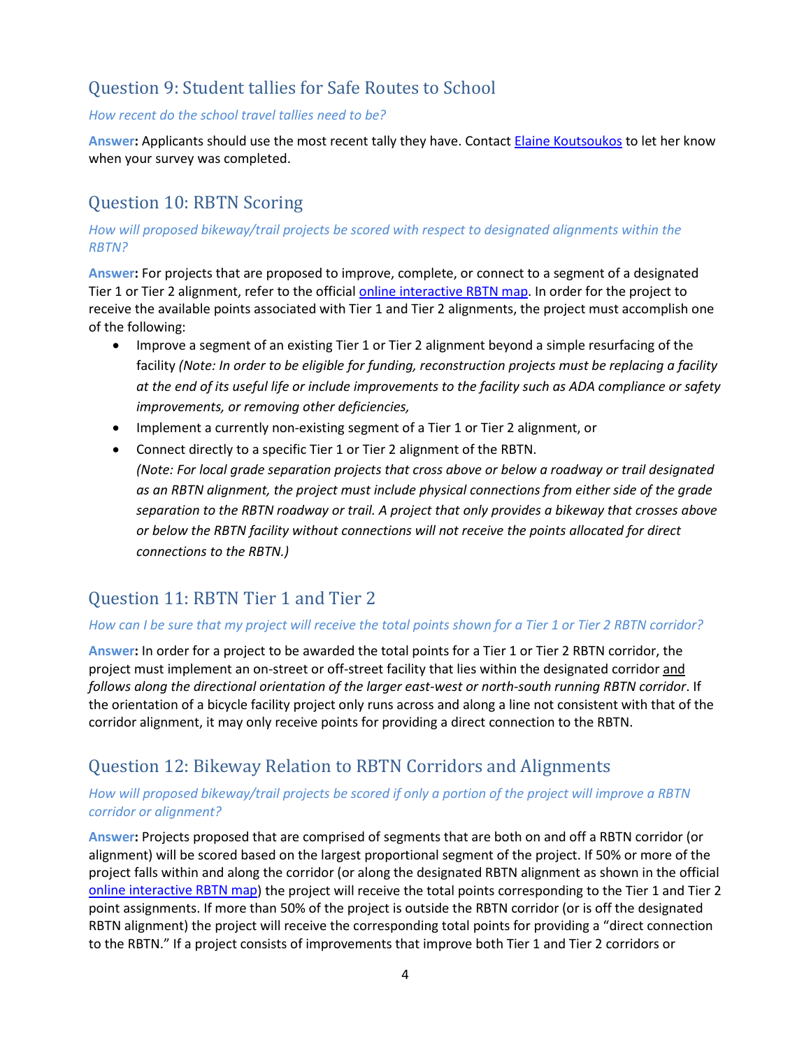## Question 9: Student tallies for Safe Routes to School

*How recent do the school travel tallies need to be?*

**Answer:** Applicants should use the most recent tally they have. Contact [Elaine Koutsoukos](#) to let her know when your survey was completed.

## Question 10: RBTN Scoring

*How will proposed bikeway/trail projects be scored with respect to designated alignments within the RBTN?*

**Answer:** For projects that are proposed to improve, complete, or connect to a segment of a designated Tier 1 or Tier 2 alignment, refer to the official [online interactive RBTN map](#). In order for the project to receive the available points associated with Tier 1 and Tier 2 alignments, the project must accomplish one of the following:

- Improve a segment of an existing Tier 1 or Tier 2 alignment beyond a simple resurfacing of the facility *(Note: In order to be eligible for funding, reconstruction projects must be replacing a facility at the end of its useful life or include improvements to the facility such as ADA compliance or safety improvements, or removing other deficiencies,*
- Implement a currently non-existing segment of a Tier 1 or Tier 2 alignment, or
- Connect directly to a specific Tier 1 or Tier 2 alignment of the RBTN.
  *(Note: For local grade separation projects that cross above or below a roadway or trail designated as an RBTN alignment, the project must include physical connections from either side of the grade separation to the RBTN roadway or trail. A project that only provides a bikeway that crosses above or below the RBTN facility without connections will not receive the points allocated for direct connections to the RBTN.)*

## Question 11: RBTN Tier 1 and Tier 2

*How can I be sure that my project will receive the total points shown for a Tier 1 or Tier 2 RBTN corridor?*

**Answer:** In order for a project to be awarded the total points for a Tier 1 or Tier 2 RBTN corridor, the project must implement an on-street or off-street facility that lies within the designated corridor and *follows along the directional orientation of the larger east-west or north-south running RBTN corridor*. If the orientation of a bicycle facility project only runs across and along a line not consistent with that of the corridor alignment, it may only receive points for providing a direct connection to the RBTN.

## Question 12: Bikeway Relation to RBTN Corridors and Alignments

*How will proposed bikeway/trail projects be scored if only a portion of the project will improve a RBTN corridor or alignment?*

**Answer:** Projects proposed that are comprised of segments that are both on and off a RBTN corridor (or alignment) will be scored based on the largest proportional segment of the project. If 50% or more of the project falls within and along the corridor (or along the designated RBTN alignment as shown in the official [online interactive RBTN map](#)) the project will receive the total points corresponding to the Tier 1 and Tier 2 point assignments. If more than 50% of the project is outside the RBTN corridor (or is off the designated RBTN alignment) the project will receive the corresponding total points for providing a "direct connection to the RBTN." If a project consists of improvements that improve both Tier 1 and Tier 2 corridors or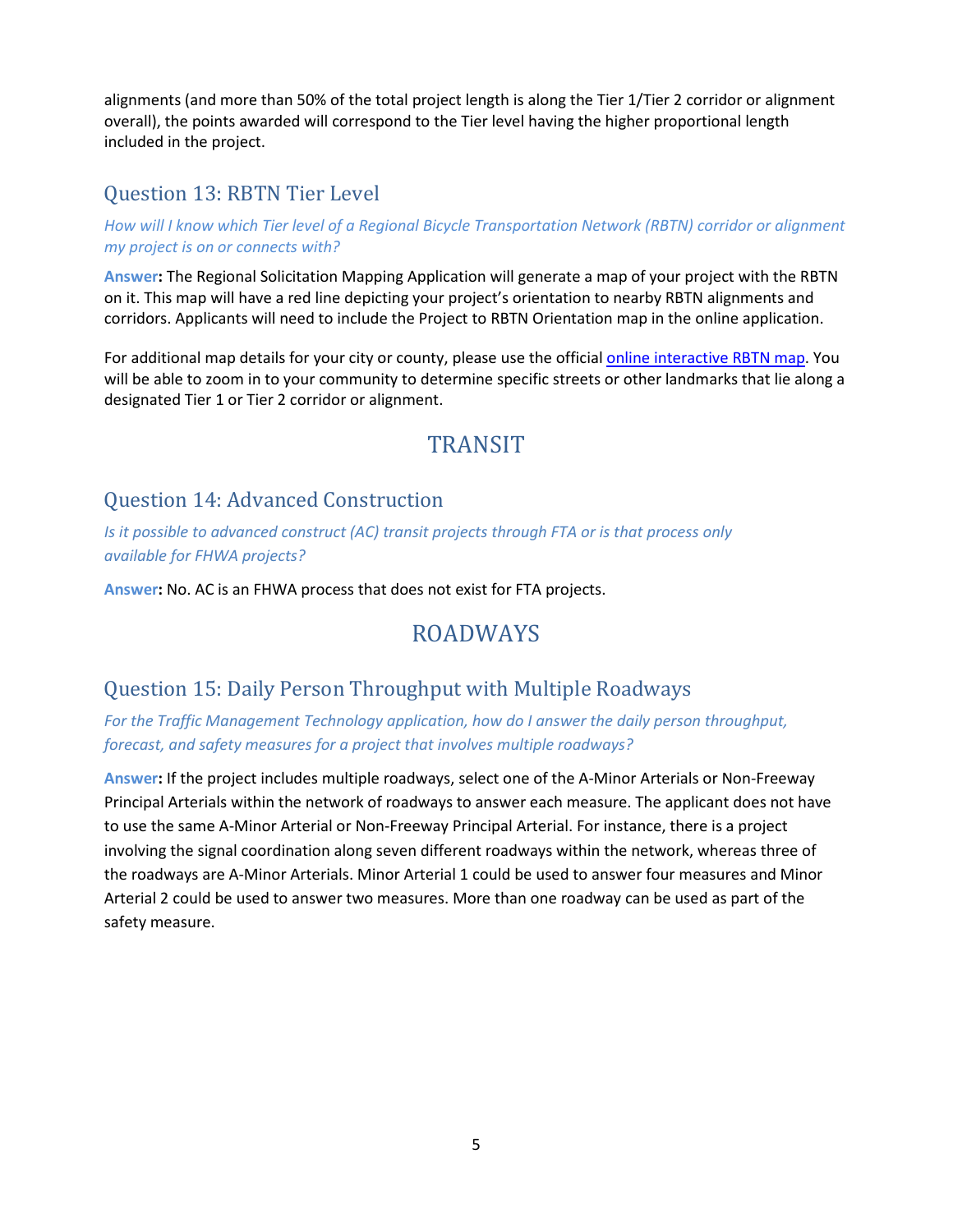alignments (and more than 50% of the total project length is along the Tier 1/Tier 2 corridor or alignment overall), the points awarded will correspond to the Tier level having the higher proportional length included in the project.

## Question 13: RBTN Tier Level

*How will I know which Tier level of a Regional Bicycle Transportation Network (RBTN) corridor or alignment my project is on or connects with?*

**Answer:** The Regional Solicitation Mapping Application will generate a map of your project with the RBTN on it. This map will have a red line depicting your project's orientation to nearby RBTN alignments and corridors. Applicants will need to include the Project to RBTN Orientation map in the online application.

For additional map details for your city or county, please use the official online interactive RBTN map. You will be able to zoom in to your community to determine specific streets or other landmarks that lie along a designated Tier 1 or Tier 2 corridor or alignment.

# TRANSIT

## Question 14: Advanced Construction

*Is it possible to advanced construct (AC) transit projects through FTA or is that process only available for FHWA projects?*

**Answer:** No. AC is an FHWA process that does not exist for FTA projects.

# ROADWAYS

## Question 15: Daily Person Throughput with Multiple Roadways

*For the Traffic Management Technology application, how do I answer the daily person throughput, forecast, and safety measures for a project that involves multiple roadways?*

**Answer:** If the project includes multiple roadways, select one of the A-Minor Arterials or Non-Freeway Principal Arterials within the network of roadways to answer each measure. The applicant does not have to use the same A-Minor Arterial or Non-Freeway Principal Arterial. For instance, there is a project involving the signal coordination along seven different roadways within the network, whereas three of the roadways are A-Minor Arterials. Minor Arterial 1 could be used to answer four measures and Minor Arterial 2 could be used to answer two measures. More than one roadway can be used as part of the safety measure.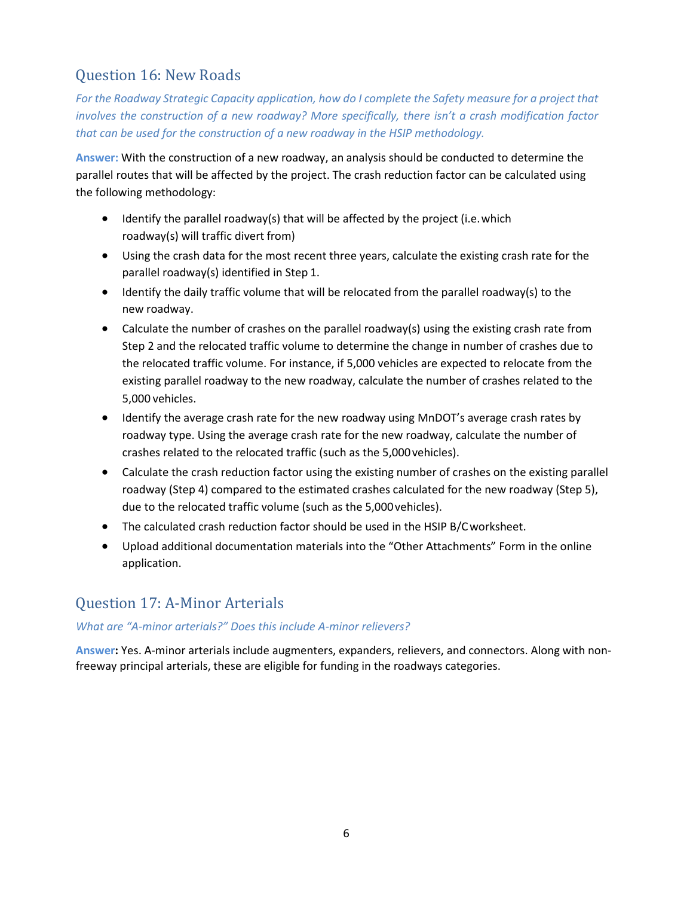## Question 16: New Roads

*For the Roadway Strategic Capacity application, how do I complete the Safety measure for a project that involves the construction of a new roadway? More specifically, there isn't a crash modification factor that can be used for the construction of a new roadway in the HSIP methodology.*

**Answer:** With the construction of a new roadway, an analysis should be conducted to determine the parallel routes that will be affected by the project. The crash reduction factor can be calculated using the following methodology:

- Identify the parallel roadway(s) that will be affected by the project (i.e. which roadway(s) will traffic divert from)
- Using the crash data for the most recent three years, calculate the existing crash rate for the parallel roadway(s) identified in Step 1.
- Identify the daily traffic volume that will be relocated from the parallel roadway(s) to the new roadway.
- Calculate the number of crashes on the parallel roadway(s) using the existing crash rate from Step 2 and the relocated traffic volume to determine the change in number of crashes due to the relocated traffic volume. For instance, if 5,000 vehicles are expected to relocate from the existing parallel roadway to the new roadway, calculate the number of crashes related to the 5,000 vehicles.
- Identify the average crash rate for the new roadway using MnDOT's average crash rates by roadway type. Using the average crash rate for the new roadway, calculate the number of crashes related to the relocated traffic (such as the 5,000 vehicles).
- Calculate the crash reduction factor using the existing number of crashes on the existing parallel roadway (Step 4) compared to the estimated crashes calculated for the new roadway (Step 5), due to the relocated traffic volume (such as the 5,000 vehicles).
- The calculated crash reduction factor should be used in the HSIP B/C worksheet.
- Upload additional documentation materials into the "Other Attachments" Form in the online application.

## Question 17: A-Minor Arterials

*What are "A-minor arterials?" Does this include A-minor relievers?*

**Answer:** Yes. A-minor arterials include augmenters, expanders, relievers, and connectors. Along with non-freeway principal arterials, these are eligible for funding in the roadways categories.